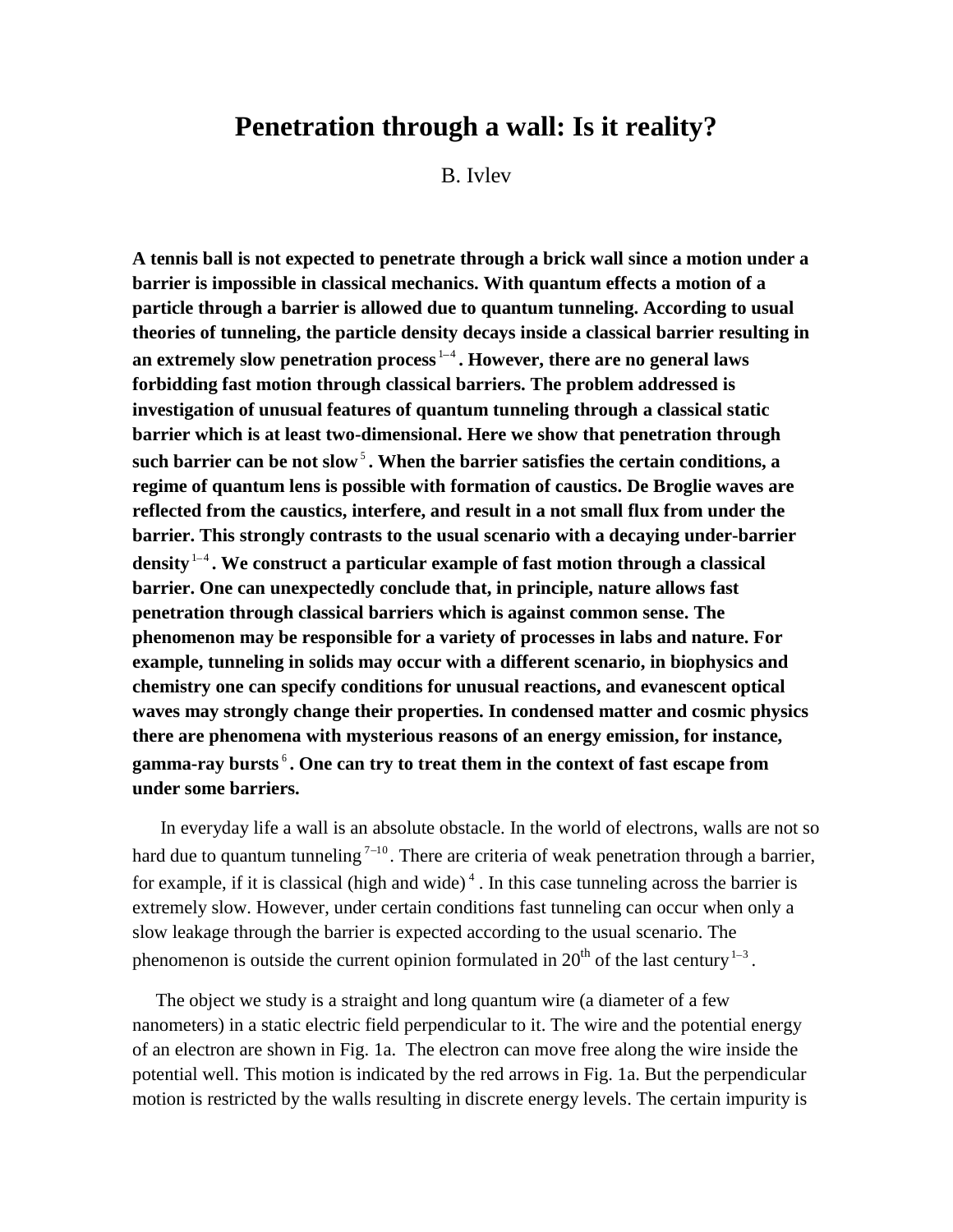# Penetration through a wall: Is it reality?

B. Ivlev

**A tennis ball is not expected to penetrate through a brick wall since a motion under a barrier is impossible in classical mechanics. With quantum effects a motion of a particle through a barrier is allowed due to quantum tunneling. According to usual theories of tunneling, the particle density decays inside a classical barrier resulting in an extremely slow penetration process [1–4]. However, there are no general laws forbidding fast motion through classical barriers. The problem addressed is investigation of unusual features of quantum tunneling through a classical static barrier which is at least two-dimensional. Here we show that penetration through such barrier can be not slow [5]. When the barrier satisfies the certain conditions, a regime of quantum lens is possible with formation of caustics. De Broglie waves are reflected from the caustics, interfere, and result in a not small flux from under the barrier. This strongly contrasts to the usual scenario with a decaying under-barrier density [1–4]. We construct a particular example of fast motion through a classical barrier. One can unexpectedly conclude that, in principle, nature allows fast penetration through classical barriers which is against common sense. The phenomenon may be responsible for a variety of processes in labs and nature. For example, tunneling in solids may occur with a different scenario, in biophysics and chemistry one can specify conditions for unusual reactions, and evanescent optical waves may strongly change their properties. In condensed matter and cosmic physics there are phenomena with mysterious reasons of an energy emission, for instance, gamma-ray bursts [6]. One can try to treat them in the context of fast escape from under some barriers.**

In everyday life a wall is an absolute obstacle. In the world of electrons, walls are not so hard due to quantum tunneling [7–10]. There are criteria of weak penetration through a barrier, for example, if it is classical (high and wide) [4]. In this case tunneling across the barrier is extremely slow. However, under certain conditions fast tunneling can occur when only a slow leakage through the barrier is expected according to the usual scenario. The phenomenon is outside the current opinion formulated in 20$^{\text{th}}$ of the last century [1–3].

The object we study is a straight and long quantum wire (a diameter of a few nanometers) in a static electric field perpendicular to it. The wire and the potential energy of an electron are shown in Fig. 1a. The electron can move free along the wire inside the potential well. This motion is indicated by the red arrows in Fig. 1a. But the perpendicular motion is restricted by the walls resulting in discrete energy levels. The certain impurity is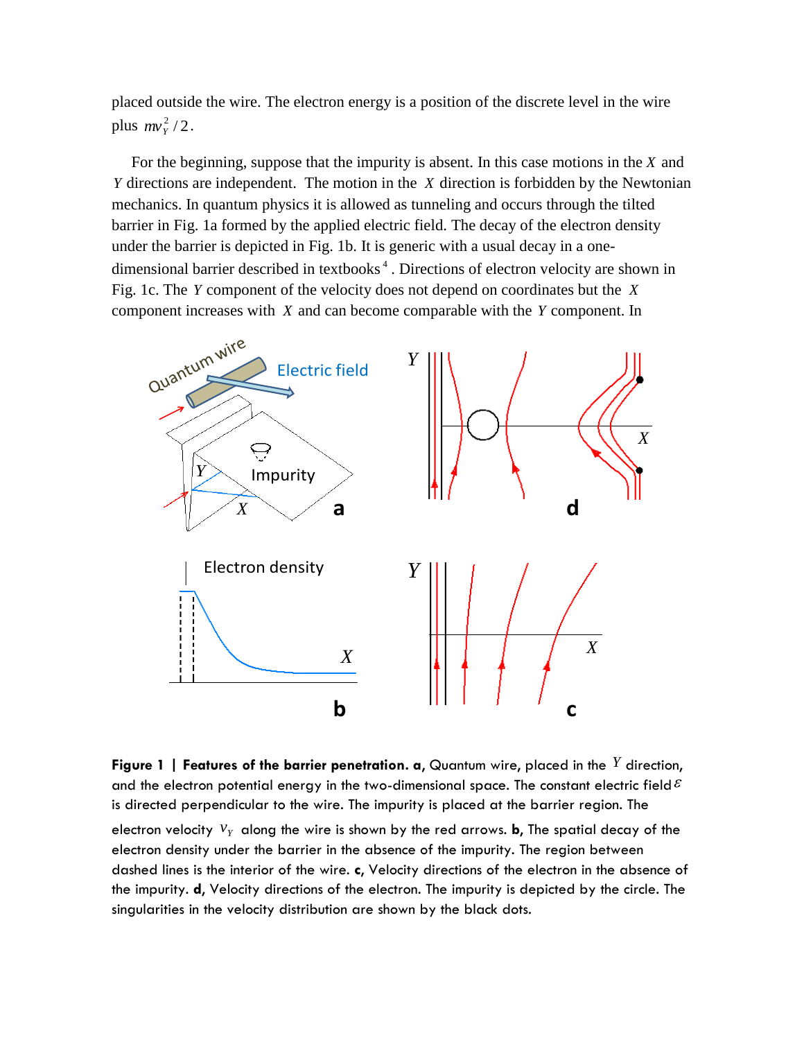placed outside the wire. The electron energy is a position of the discrete level in the wire plus $mv_Y^2/2$.

For the beginning, suppose that the impurity is absent. In this case motions in the $X$ and $Y$ directions are independent. The motion in the $X$ direction is forbidden by the Newtonian mechanics. In quantum physics it is allowed as tunneling and occurs through the tilted barrier in Fig. 1a formed by the applied electric field. The decay of the electron density under the barrier is depicted in Fig. 1b. It is generic with a usual decay in a one-dimensional barrier described in textbooks [4]. Directions of electron velocity are shown in Fig. 1c. The $Y$ component of the velocity does not depend on coordinates but the $X$ component increases with $X$ and can become comparable with the $Y$ component. In

Quantum wire

Electric field

Impurity

$Y$

$X$

a

$Y$

$X$

d

Electron density

$X$

b

$Y$

$X$

c

**Figure 1 | Features of the barrier penetration. a,** Quantum wire, placed in the $Y$ direction, and the electron potential energy in the two-dimensional space. The constant electric field $\varepsilon$ is directed perpendicular to the wire. The impurity is placed at the barrier region. The electron velocity $v_Y$ along the wire is shown by the red arrows. **b,** The spatial decay of the electron density under the barrier in the absence of the impurity. The region between dashed lines is the interior of the wire. **c,** Velocity directions of the electron in the absence of the impurity. **d,** Velocity directions of the electron. The impurity is depicted by the circle. The singularities in the velocity distribution are shown by the black dots.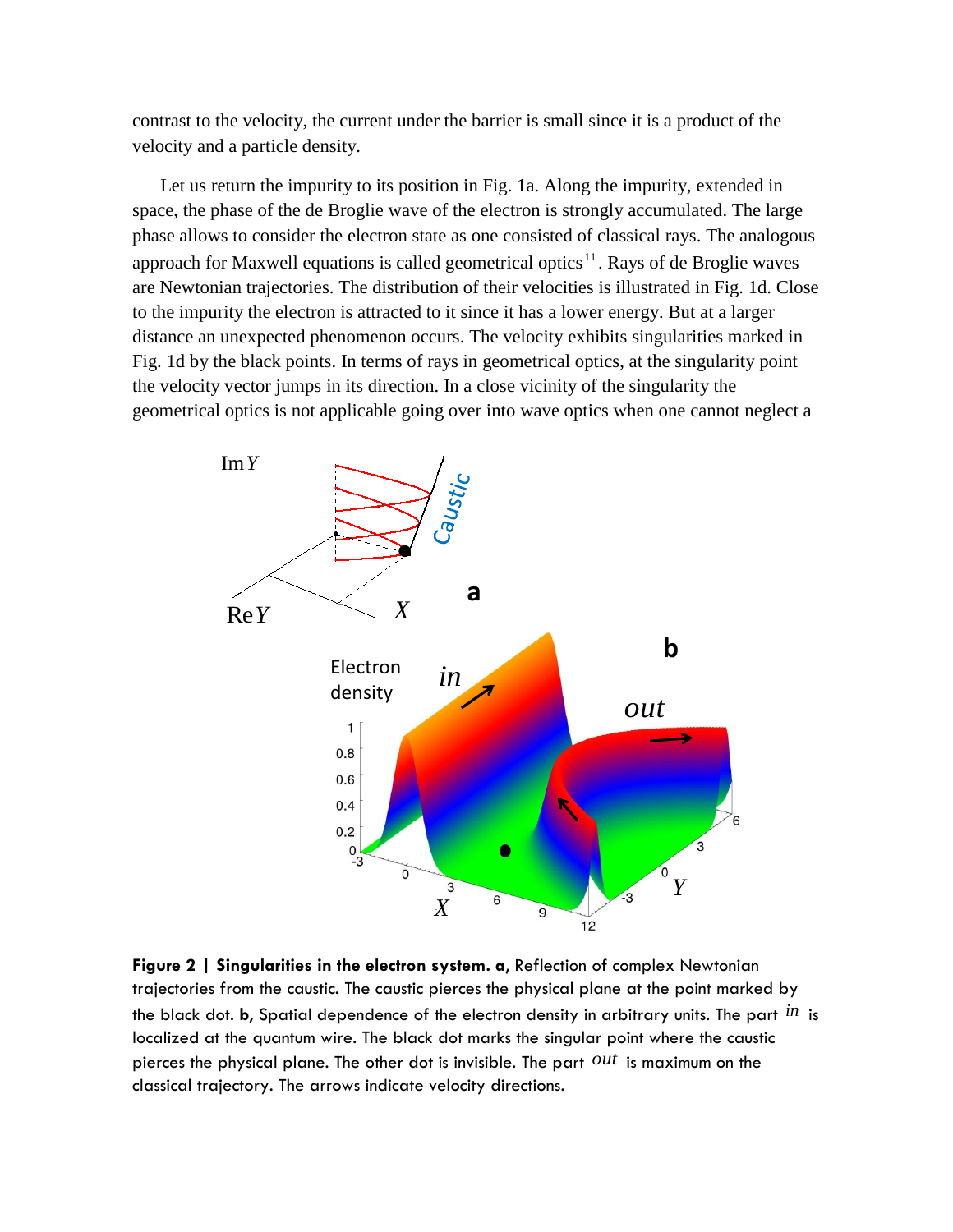contrast to the velocity, the current under the barrier is small since it is a product of the velocity and a particle density.

Let us return the impurity to its position in Fig. 1a. Along the impurity, extended in space, the phase of the de Broglie wave of the electron is strongly accumulated. The large phase allows to consider the electron state as one consisted of classical rays. The analogous approach for Maxwell equations is called geometrical optics[11]. Rays of de Broglie waves are Newtonian trajectories. The distribution of their velocities is illustrated in Fig. 1d. Close to the impurity the electron is attracted to it since it has a lower energy. But at a larger distance an unexpected phenomenon occurs. The velocity exhibits singularities marked in Fig. 1d by the black points. In terms of rays in geometrical optics, at the singularity point the velocity vector jumps in its direction. In a close vicinity of the singularity the geometrical optics is not applicable going over into wave optics when one cannot neglect a

**Figure 2 | Singularities in the electron system. a,** Reflection of complex Newtonian trajectories from the caustic. The caustic pierces the physical plane at the point marked by the black dot. **b,** Spatial dependence of the electron density in arbitrary units. The part *in* is localized at the quantum wire. The black dot marks the singular point where the caustic pierces the physical plane. The other dot is invisible. The part *out* is maximum on the classical trajectory. The arrows indicate velocity directions.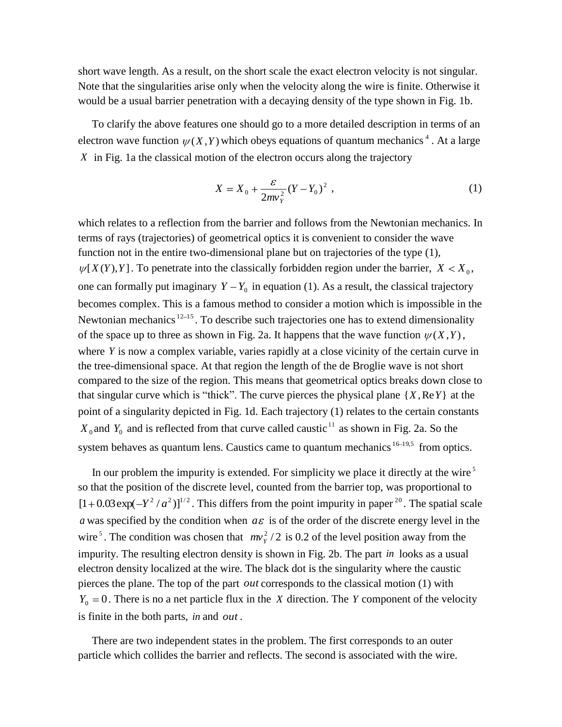short wave length. As a result, on the short scale the exact electron velocity is not singular. Note that the singularities arise only when the velocity along the wire is finite. Otherwise it would be a usual barrier penetration with a decaying density of the type shown in Fig. 1b.

To clarify the above features one should go to a more detailed description in terms of an electron wave function $\psi(X,Y)$ which obeys equations of quantum mechanics [4]. At a large $X$ in Fig. 1a the classical motion of the electron occurs along the trajectory

$$X = X_0 + \frac{\varepsilon}{2mv_Y^2}(Y - Y_0)^2 \ , \tag{1}$$

which relates to a reflection from the barrier and follows from the Newtonian mechanics. In terms of rays (trajectories) of geometrical optics it is convenient to consider the wave function not in the entire two-dimensional plane but on trajectories of the type (1), $\psi[X(Y),Y]$. To penetrate into the classically forbidden region under the barrier, $X < X_0$, one can formally put imaginary $Y - Y_0$ in equation (1). As a result, the classical trajectory becomes complex. This is a famous method to consider a motion which is impossible in the Newtonian mechanics [12–15]. To describe such trajectories one has to extend dimensionality of the space up to three as shown in Fig. 2a. It happens that the wave function $\psi(X,Y)$, where $Y$ is now a complex variable, varies rapidly at a close vicinity of the certain curve in the tree-dimensional space. At that region the length of the de Broglie wave is not short compared to the size of the region. This means that geometrical optics breaks down close to that singular curve which is "thick". The curve pierces the physical plane $\{X, \mathrm{Re}Y\}$ at the point of a singularity depicted in Fig. 1d. Each trajectory (1) relates to the certain constants $X_0$ and $Y_0$ and is reflected from that curve called caustic [11] as shown in Fig. 2a. So the system behaves as quantum lens. Caustics came to quantum mechanics [16–19,5] from optics.

In our problem the impurity is extended. For simplicity we place it directly at the wire [5] so that the position of the discrete level, counted from the barrier top, was proportional to $[1+0.03\exp(-Y^2/a^2)]^{1/2}$. This differs from the point impurity in paper [20]. The spatial scale $a$ was specified by the condition when $a\varepsilon$ is of the order of the discrete energy level in the wire [5]. The condition was chosen that $mv_Y^2/2$ is 0.2 of the level position away from the impurity. The resulting electron density is shown in Fig. 2b. The part *in* looks as a usual electron density localized at the wire. The black dot is the singularity where the caustic pierces the plane. The top of the part *out* corresponds to the classical motion (1) with $Y_0 = 0$. There is no a net particle flux in the $X$ direction. The $Y$ component of the velocity is finite in the both parts, *in* and *out*.

There are two independent states in the problem. The first corresponds to an outer particle which collides the barrier and reflects. The second is associated with the wire.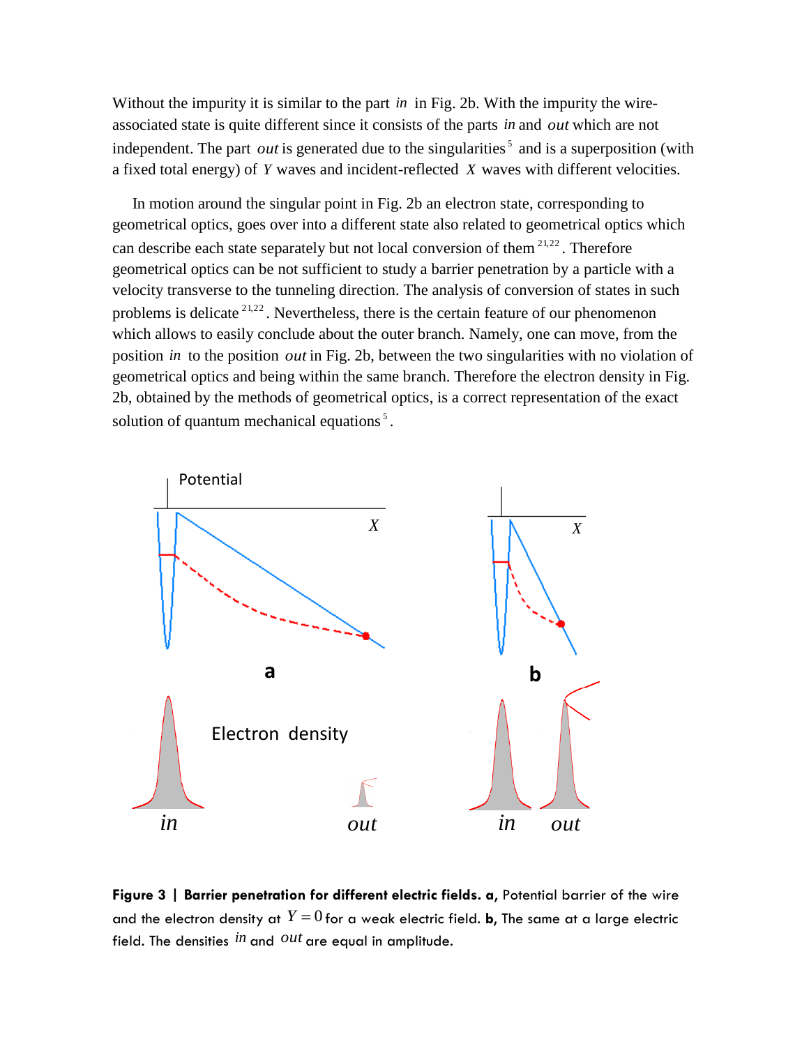Without the impurity it is similar to the part *in* in Fig. 2b. With the impurity the wire-associated state is quite different since it consists of the parts *in* and *out* which are not independent. The part *out* is generated due to the singularities [5] and is a superposition (with a fixed total energy) of $Y$ waves and incident-reflected $X$ waves with different velocities.

In motion around the singular point in Fig. 2b an electron state, corresponding to geometrical optics, goes over into a different state also related to geometrical optics which can describe each state separately but not local conversion of them [21,22]. Therefore geometrical optics can be not sufficient to study a barrier penetration by a particle with a velocity transverse to the tunneling direction. The analysis of conversion of states in such problems is delicate [21,22]. Nevertheless, there is the certain feature of our phenomenon which allows to easily conclude about the outer branch. Namely, one can move, from the position *in* to the position *out* in Fig. 2b, between the two singularities with no violation of geometrical optics and being within the same branch. Therefore the electron density in Fig. 2b, obtained by the methods of geometrical optics, is a correct representation of the exact solution of quantum mechanical equations [5].

Potential

$X$

**a**

Electron density

*in*

*out*

$X$

**b**

*in*

*out*

**Figure 3 | Barrier penetration for different electric fields. a,** Potential barrier of the wire and the electron density at $Y=0$ for a weak electric field. **b,** The same at a large electric field. The densities *in* and *out* are equal in amplitude.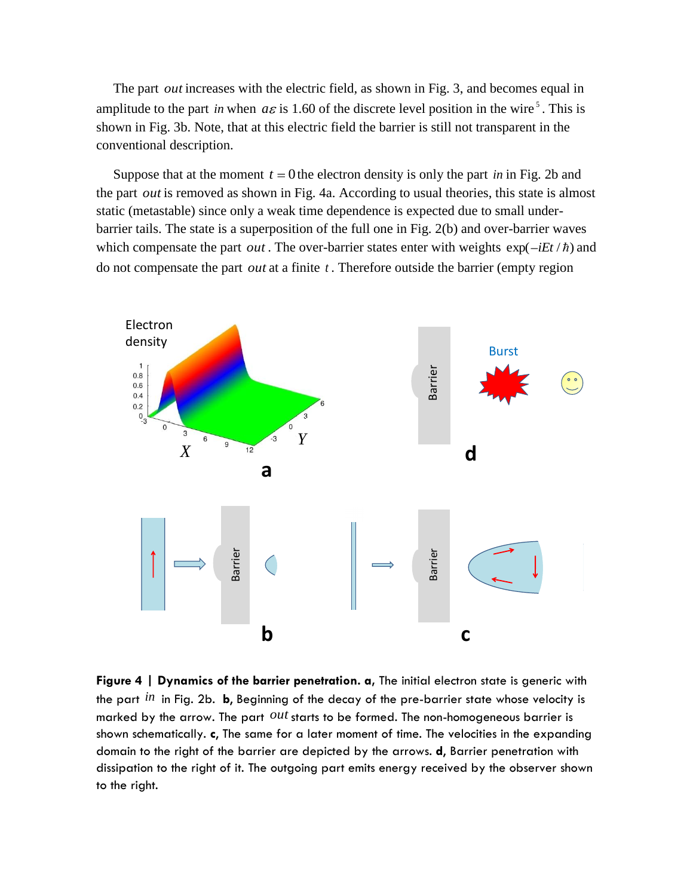The part *out* increases with the electric field, as shown in Fig. 3, and becomes equal in amplitude to the part *in* when $a\varepsilon$ is 1.60 of the discrete level position in the wire[5]. This is shown in Fig. 3b. Note, that at this electric field the barrier is still not transparent in the conventional description.

Suppose that at the moment $t = 0$ the electron density is only the part *in* in Fig. 2b and the part *out* is removed as shown in Fig. 4a. According to usual theories, this state is almost static (metastable) since only a weak time dependence is expected due to small under-barrier tails. The state is a superposition of the full one in Fig. 2(b) and over-barrier waves which compensate the part *out*. The over-barrier states enter with weights $\exp(-iEt/\hbar)$ and do not compensate the part *out* at a finite $t$. Therefore outside the barrier (empty region

Electron density
1
0.8
0.6
0.4
0.2
0
-3
0
3
6
9
12
$X$
-3
0
3
6
$Y$
a

Barrier
Burst
d

Barrier
b

Barrier
c

**Figure 4 | Dynamics of the barrier penetration. a,** The initial electron state is generic with the part *in* in Fig. 2b. **b,** Beginning of the decay of the pre-barrier state whose velocity is marked by the arrow. The part *out* starts to be formed. The non-homogeneous barrier is shown schematically. **c,** The same for a later moment of time. The velocities in the expanding domain to the right of the barrier are depicted by the arrows. **d,** Barrier penetration with dissipation to the right of it. The outgoing part emits energy received by the observer shown to the right.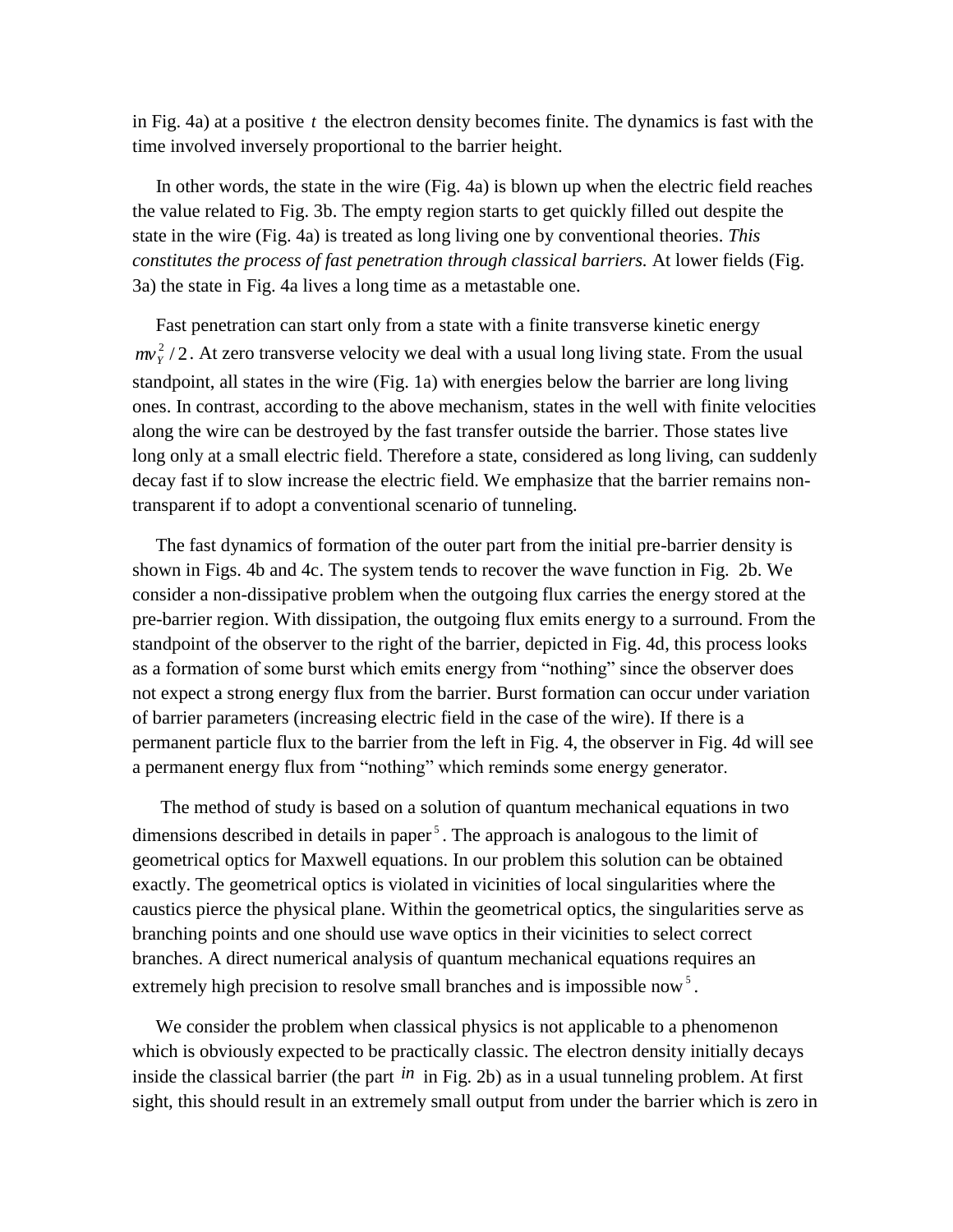in Fig. 4a) at a positive $t$ the electron density becomes finite. The dynamics is fast with the time involved inversely proportional to the barrier height.

In other words, the state in the wire (Fig. 4a) is blown up when the electric field reaches the value related to Fig. 3b. The empty region starts to get quickly filled out despite the state in the wire (Fig. 4a) is treated as long living one by conventional theories. *This constitutes the process of fast penetration through classical barriers.* At lower fields (Fig. 3a) the state in Fig. 4a lives a long time as a metastable one.

Fast penetration can start only from a state with a finite transverse kinetic energy $mv_Y^2/2$. At zero transverse velocity we deal with a usual long living state. From the usual standpoint, all states in the wire (Fig. 1a) with energies below the barrier are long living ones. In contrast, according to the above mechanism, states in the well with finite velocities along the wire can be destroyed by the fast transfer outside the barrier. Those states live long only at a small electric field. Therefore a state, considered as long living, can suddenly decay fast if to slow increase the electric field. We emphasize that the barrier remains non-transparent if to adopt a conventional scenario of tunneling.

The fast dynamics of formation of the outer part from the initial pre-barrier density is shown in Figs. 4b and 4c. The system tends to recover the wave function in Fig. 2b. We consider a non-dissipative problem when the outgoing flux carries the energy stored at the pre-barrier region. With dissipation, the outgoing flux emits energy to a surround. From the standpoint of the observer to the right of the barrier, depicted in Fig. 4d, this process looks as a formation of some burst which emits energy from "nothing" since the observer does not expect a strong energy flux from the barrier. Burst formation can occur under variation of barrier parameters (increasing electric field in the case of the wire). If there is a permanent particle flux to the barrier from the left in Fig. 4, the observer in Fig. 4d will see a permanent energy flux from "nothing" which reminds some energy generator.

The method of study is based on a solution of quantum mechanical equations in two dimensions described in details in paper [5]. The approach is analogous to the limit of geometrical optics for Maxwell equations. In our problem this solution can be obtained exactly. The geometrical optics is violated in vicinities of local singularities where the caustics pierce the physical plane. Within the geometrical optics, the singularities serve as branching points and one should use wave optics in their vicinities to select correct branches. A direct numerical analysis of quantum mechanical equations requires an extremely high precision to resolve small branches and is impossible now [5].

We consider the problem when classical physics is not applicable to a phenomenon which is obviously expected to be practically classic. The electron density initially decays inside the classical barrier (the part $in$ in Fig. 2b) as in a usual tunneling problem. At first sight, this should result in an extremely small output from under the barrier which is zero in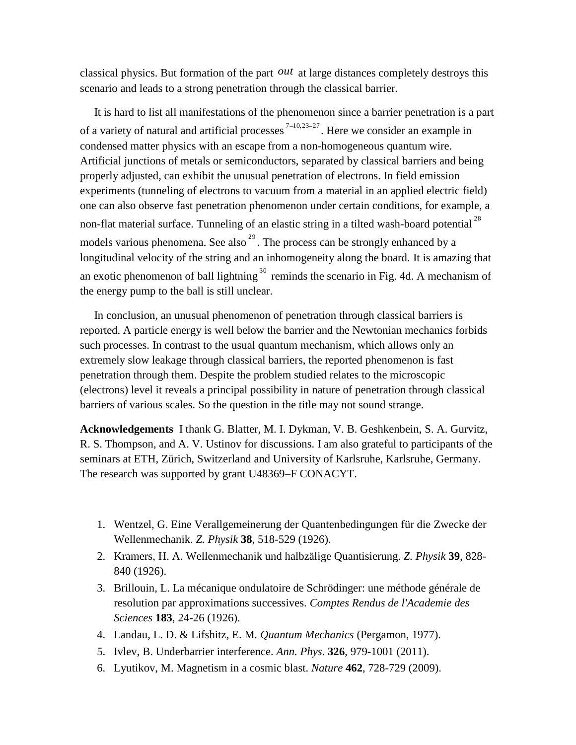classical physics. But formation of the part $out$ at large distances completely destroys this scenario and leads to a strong penetration through the classical barrier.

It is hard to list all manifestations of the phenomenon since a barrier penetration is a part of a variety of natural and artificial processes [7–10,23–27]. Here we consider an example in condensed matter physics with an escape from a non-homogeneous quantum wire. Artificial junctions of metals or semiconductors, separated by classical barriers and being properly adjusted, can exhibit the unusual penetration of electrons. In field emission experiments (tunneling of electrons to vacuum from a material in an applied electric field) one can also observe fast penetration phenomenon under certain conditions, for example, a non-flat material surface. Tunneling of an elastic string in a tilted wash-board potential [28] models various phenomena. See also [29]. The process can be strongly enhanced by a longitudinal velocity of the string and an inhomogeneity along the board. It is amazing that an exotic phenomenon of ball lightning [30] reminds the scenario in Fig. 4d. A mechanism of the energy pump to the ball is still unclear.

In conclusion, an unusual phenomenon of penetration through classical barriers is reported. A particle energy is well below the barrier and the Newtonian mechanics forbids such processes. In contrast to the usual quantum mechanism, which allows only an extremely slow leakage through classical barriers, the reported phenomenon is fast penetration through them. Despite the problem studied relates to the microscopic (electrons) level it reveals a principal possibility in nature of penetration through classical barriers of various scales. So the question in the title may not sound strange.

**Acknowledgements** I thank G. Blatter, M. I. Dykman, V. B. Geshkenbein, S. A. Gurvitz, R. S. Thompson, and A. V. Ustinov for discussions. I am also grateful to participants of the seminars at ETH, Zürich, Switzerland and University of Karlsruhe, Karlsruhe, Germany. The research was supported by grant U48369–F CONACYT.

1. Wentzel, G. Eine Verallgemeinerung der Quantenbedingungen für die Zwecke der Wellenmechanik. *Z. Physik* **38**, 518-529 (1926).
2. Kramers, H. A. Wellenmechanik und halbzälige Quantisierung. *Z. Physik* **39**, 828-840 (1926).
3. Brillouin, L. La mécanique ondulatoire de Schrödinger: une méthode générale de resolution par approximations successives. *Comptes Rendus de l'Academie des Sciences* **183**, 24-26 (1926).
4. Landau, L. D. & Lifshitz, E. M. *Quantum Mechanics* (Pergamon, 1977).
5. Ivlev, B. Underbarrier interference. *Ann. Phys*. **326**, 979-1001 (2011).
6. Lyutikov, M. Magnetism in a cosmic blast. *Nature* **462**, 728-729 (2009).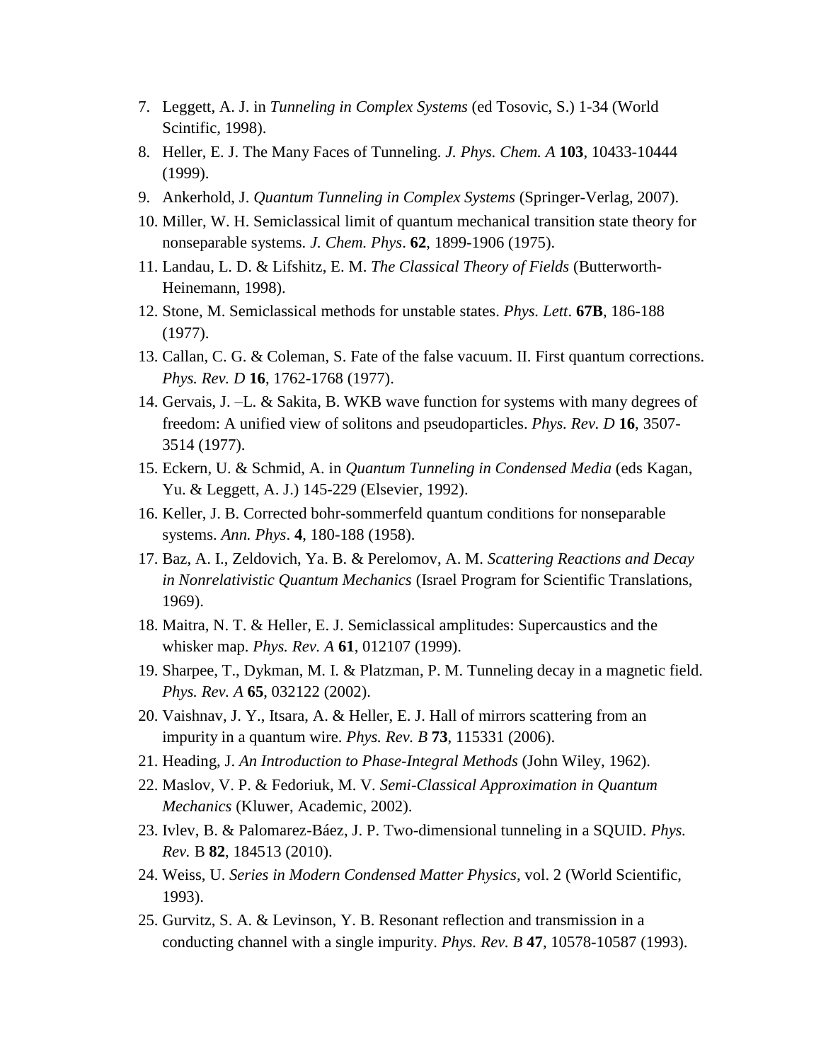7. Leggett, A. J. in *Tunneling in Complex Systems* (ed Tosovic, S.) 1-34 (World Scintific, 1998).
8. Heller, E. J. The Many Faces of Tunneling. *J. Phys. Chem. A* **103**, 10433-10444 (1999).
9. Ankerhold, J. *Quantum Tunneling in Complex Systems* (Springer-Verlag, 2007).
10. Miller, W. H. Semiclassical limit of quantum mechanical transition state theory for nonseparable systems. *J. Chem. Phys*. **62**, 1899-1906 (1975).
11. Landau, L. D. & Lifshitz, E. M. *The Classical Theory of Fields* (Butterworth-Heinemann, 1998).
12. Stone, M. Semiclassical methods for unstable states. *Phys. Lett*. **67B**, 186-188 (1977).
13. Callan, C. G. & Coleman, S. Fate of the false vacuum. II. First quantum corrections. *Phys. Rev. D* **16**, 1762-1768 (1977).
14. Gervais, J. –L. & Sakita, B. WKB wave function for systems with many degrees of freedom: A unified view of solitons and pseudoparticles. *Phys. Rev. D* **16**, 3507-3514 (1977).
15. Eckern, U. & Schmid, A. in *Quantum Tunneling in Condensed Media* (eds Kagan, Yu. & Leggett, A. J.) 145-229 (Elsevier, 1992).
16. Keller, J. B. Corrected bohr-sommerfeld quantum conditions for nonseparable systems. *Ann. Phys*. **4**, 180-188 (1958).
17. Baz, A. I., Zeldovich, Ya. B. & Perelomov, A. M. *Scattering Reactions and Decay in Nonrelativistic Quantum Mechanics* (Israel Program for Scientific Translations, 1969).
18. Maitra, N. T. & Heller, E. J. Semiclassical amplitudes: Supercaustics and the whisker map. *Phys. Rev. A* **61**, 012107 (1999).
19. Sharpee, T., Dykman, M. I. & Platzman, P. M. Tunneling decay in a magnetic field. *Phys. Rev. A* **65**, 032122 (2002).
20. Vaishnav, J. Y., Itsara, A. & Heller, E. J. Hall of mirrors scattering from an impurity in a quantum wire. *Phys. Rev. B* **73**, 115331 (2006).
21. Heading, J. *An Introduction to Phase-Integral Methods* (John Wiley, 1962).
22. Maslov, V. P. & Fedoriuk, M. V. *Semi-Classical Approximation in Quantum Mechanics* (Kluwer, Academic, 2002).
23. Ivlev, B. & Palomarez-Báez, J. P. Two-dimensional tunneling in a SQUID. *Phys. Rev.* B **82**, 184513 (2010).
24. Weiss, U. *Series in Modern Condensed Matter Physics*, vol. 2 (World Scientific, 1993).
25. Gurvitz, S. A. & Levinson, Y. B. Resonant reflection and transmission in a conducting channel with a single impurity. *Phys. Rev. B* **47**, 10578-10587 (1993).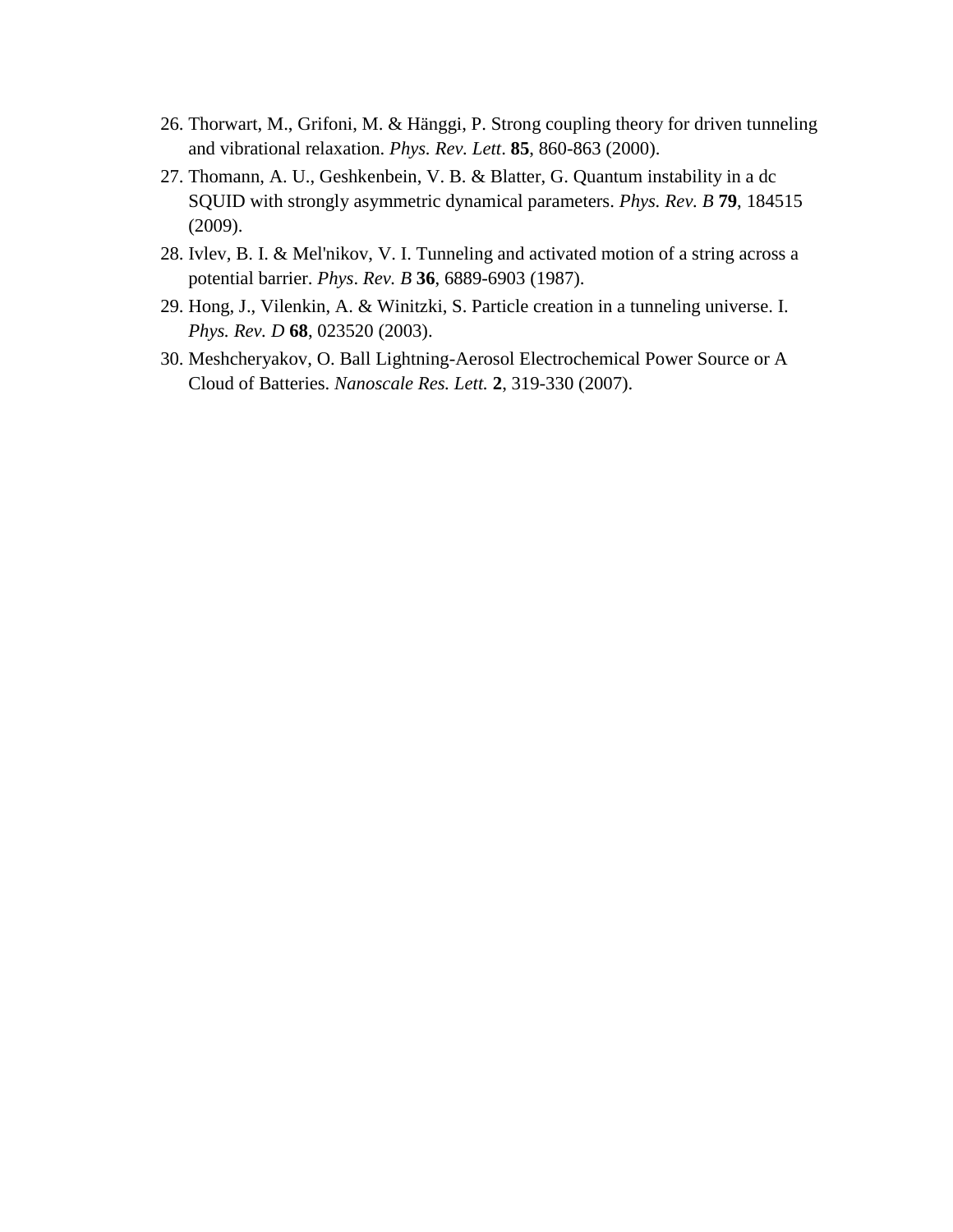26. Thorwart, M., Grifoni, M. & Hänggi, P. Strong coupling theory for driven tunneling and vibrational relaxation. *Phys. Rev. Lett*. **85**, 860-863 (2000).
27. Thomann, A. U., Geshkenbein, V. B. & Blatter, G. Quantum instability in a dc SQUID with strongly asymmetric dynamical parameters. *Phys. Rev. B* **79**, 184515 (2009).
28. Ivlev, B. I. & Mel'nikov, V. I. Tunneling and activated motion of a string across a potential barrier. *Phys*. *Rev. B* **36**, 6889-6903 (1987).
29. Hong, J., Vilenkin, A. & Winitzki, S. Particle creation in a tunneling universe. I. *Phys. Rev. D* **68**, 023520 (2003).
30. Meshcheryakov, O. Ball Lightning-Aerosol Electrochemical Power Source or A Cloud of Batteries. *Nanoscale Res. Lett.* **2**, 319-330 (2007).